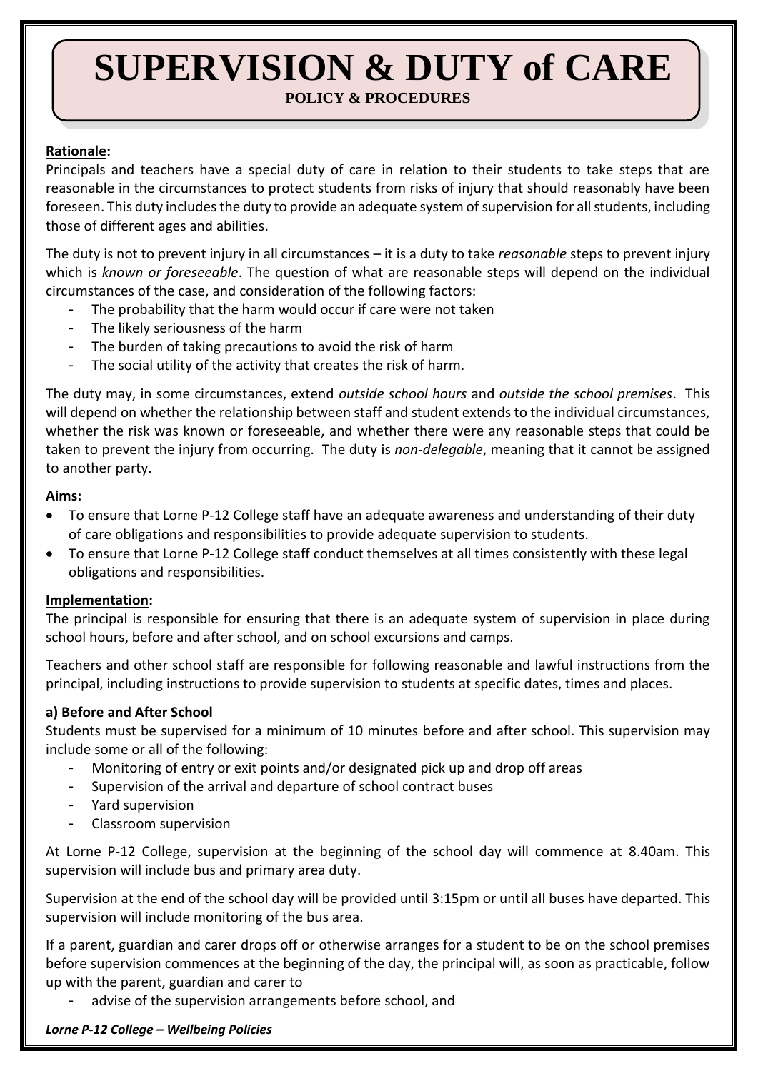# SUPERVISION & DUTY of CARE

**POLICY & PROCEDURES**

**Rationale:**

Principals and teachers have a special duty of care in relation to their students to take steps that are reasonable in the circumstances to protect students from risks of injury that should reasonably have been foreseen. This duty includes the duty to provide an adequate system of supervision for all students, including those of different ages and abilities.

The duty is not to prevent injury in all circumstances – it is a duty to take *reasonable* steps to prevent injury which is *known or foreseeable*. The question of what are reasonable steps will depend on the individual circumstances of the case, and consideration of the following factors:

- The probability that the harm would occur if care were not taken
- The likely seriousness of the harm
- The burden of taking precautions to avoid the risk of harm
- The social utility of the activity that creates the risk of harm.

The duty may, in some circumstances, extend *outside school hours* and *outside the school premises*. This will depend on whether the relationship between staff and student extends to the individual circumstances, whether the risk was known or foreseeable, and whether there were any reasonable steps that could be taken to prevent the injury from occurring. The duty is *non-delegable*, meaning that it cannot be assigned to another party.

**Aims:**

- To ensure that Lorne P-12 College staff have an adequate awareness and understanding of their duty of care obligations and responsibilities to provide adequate supervision to students.
- To ensure that Lorne P-12 College staff conduct themselves at all times consistently with these legal obligations and responsibilities.

**Implementation:**

The principal is responsible for ensuring that there is an adequate system of supervision in place during school hours, before and after school, and on school excursions and camps.

Teachers and other school staff are responsible for following reasonable and lawful instructions from the principal, including instructions to provide supervision to students at specific dates, times and places.

**a) Before and After School**

Students must be supervised for a minimum of 10 minutes before and after school. This supervision may include some or all of the following:

- Monitoring of entry or exit points and/or designated pick up and drop off areas
- Supervision of the arrival and departure of school contract buses
- Yard supervision
- Classroom supervision

At Lorne P-12 College, supervision at the beginning of the school day will commence at 8.40am. This supervision will include bus and primary area duty.

Supervision at the end of the school day will be provided until 3:15pm or until all buses have departed. This supervision will include monitoring of the bus area.

If a parent, guardian and carer drops off or otherwise arranges for a student to be on the school premises before supervision commences at the beginning of the day, the principal will, as soon as practicable, follow up with the parent, guardian and carer to

- advise of the supervision arrangements before school, and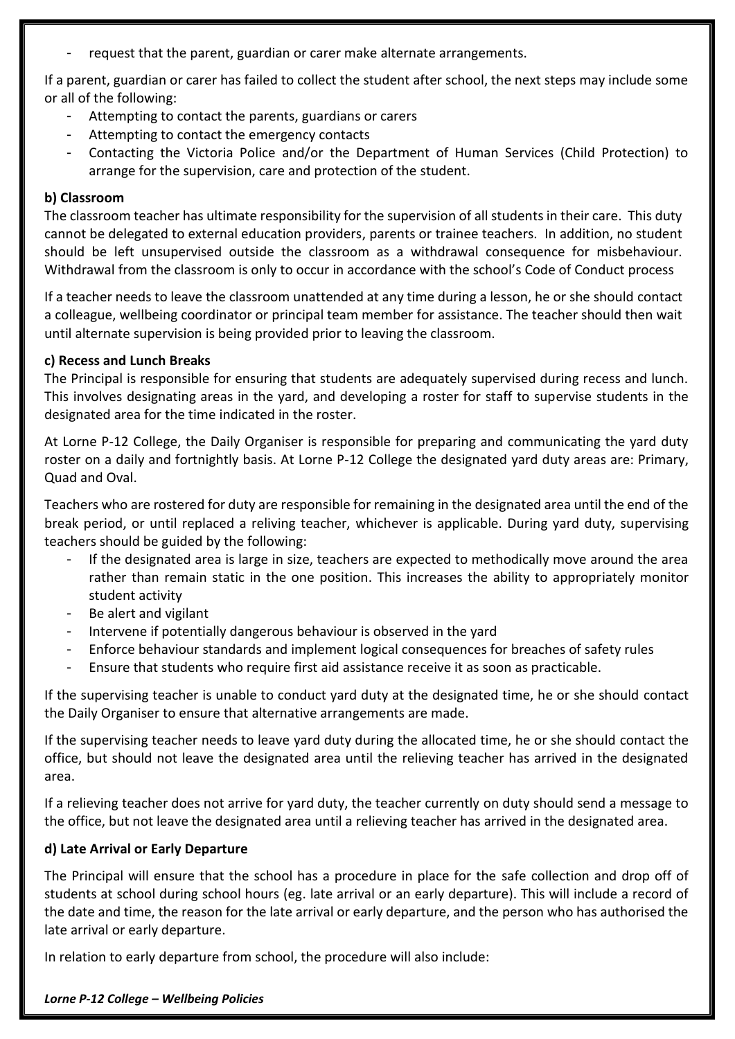- request that the parent, guardian or carer make alternate arrangements.

If a parent, guardian or carer has failed to collect the student after school, the next steps may include some or all of the following:

- Attempting to contact the parents, guardians or carers
- Attempting to contact the emergency contacts
- Contacting the Victoria Police and/or the Department of Human Services (Child Protection) to arrange for the supervision, care and protection of the student.

**b) Classroom**

The classroom teacher has ultimate responsibility for the supervision of all students in their care. This duty cannot be delegated to external education providers, parents or trainee teachers. In addition, no student should be left unsupervised outside the classroom as a withdrawal consequence for misbehaviour. Withdrawal from the classroom is only to occur in accordance with the school's Code of Conduct process

If a teacher needs to leave the classroom unattended at any time during a lesson, he or she should contact a colleague, wellbeing coordinator or principal team member for assistance. The teacher should then wait until alternate supervision is being provided prior to leaving the classroom.

**c) Recess and Lunch Breaks**

The Principal is responsible for ensuring that students are adequately supervised during recess and lunch. This involves designating areas in the yard, and developing a roster for staff to supervise students in the designated area for the time indicated in the roster.

At Lorne P-12 College, the Daily Organiser is responsible for preparing and communicating the yard duty roster on a daily and fortnightly basis. At Lorne P-12 College the designated yard duty areas are: Primary, Quad and Oval.

Teachers who are rostered for duty are responsible for remaining in the designated area until the end of the break period, or until replaced a reliving teacher, whichever is applicable. During yard duty, supervising teachers should be guided by the following:

- If the designated area is large in size, teachers are expected to methodically move around the area rather than remain static in the one position. This increases the ability to appropriately monitor student activity
- Be alert and vigilant
- Intervene if potentially dangerous behaviour is observed in the yard
- Enforce behaviour standards and implement logical consequences for breaches of safety rules
- Ensure that students who require first aid assistance receive it as soon as practicable.

If the supervising teacher is unable to conduct yard duty at the designated time, he or she should contact the Daily Organiser to ensure that alternative arrangements are made.

If the supervising teacher needs to leave yard duty during the allocated time, he or she should contact the office, but should not leave the designated area until the relieving teacher has arrived in the designated area.

If a relieving teacher does not arrive for yard duty, the teacher currently on duty should send a message to the office, but not leave the designated area until a relieving teacher has arrived in the designated area.

**d) Late Arrival or Early Departure**

The Principal will ensure that the school has a procedure in place for the safe collection and drop off of students at school during school hours (eg. late arrival or an early departure). This will include a record of the date and time, the reason for the late arrival or early departure, and the person who has authorised the late arrival or early departure.

In relation to early departure from school, the procedure will also include: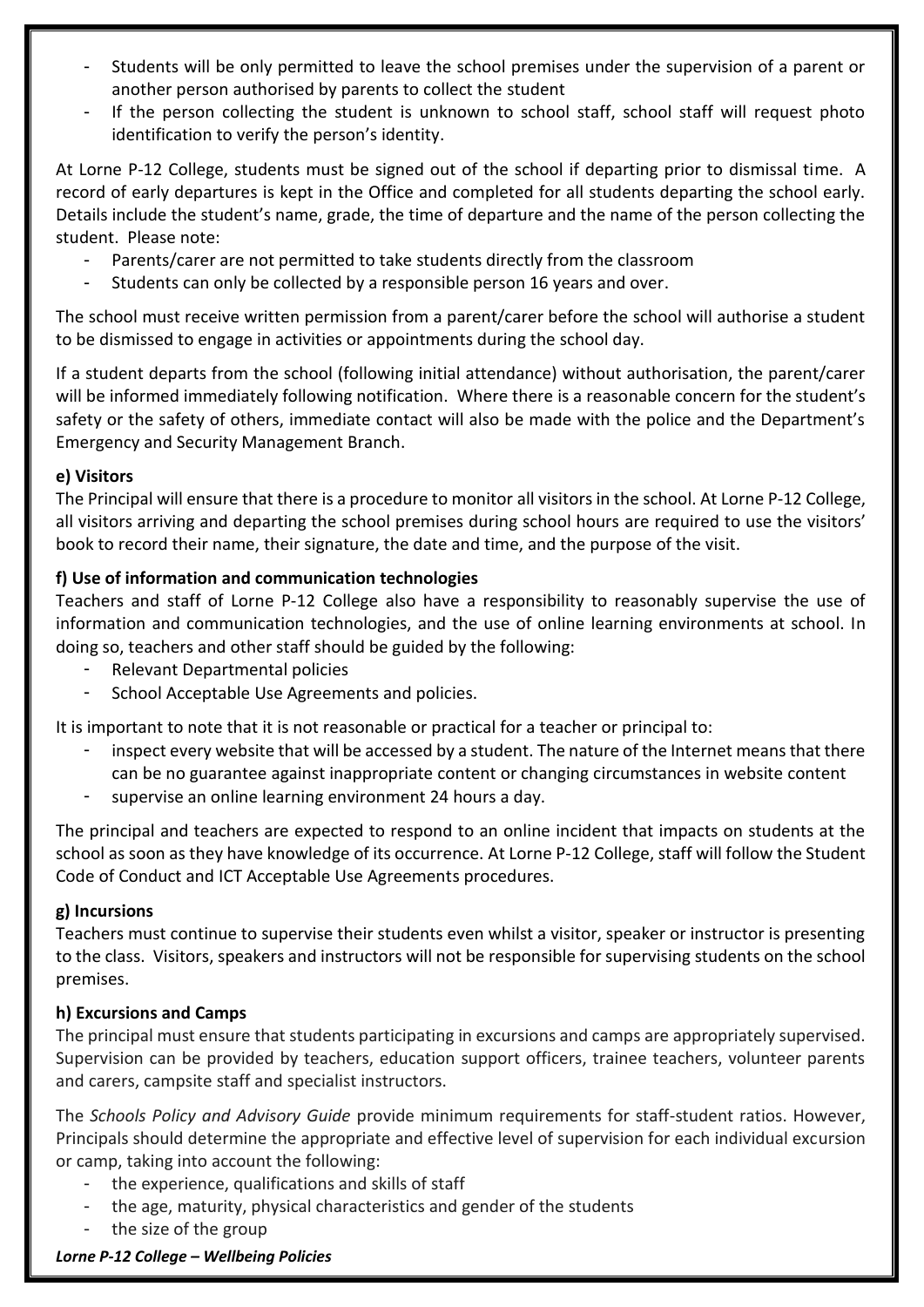- Students will be only permitted to leave the school premises under the supervision of a parent or another person authorised by parents to collect the student
- If the person collecting the student is unknown to school staff, school staff will request photo identification to verify the person's identity.

At Lorne P-12 College, students must be signed out of the school if departing prior to dismissal time. A record of early departures is kept in the Office and completed for all students departing the school early. Details include the student's name, grade, the time of departure and the name of the person collecting the student. Please note:

- Parents/carer are not permitted to take students directly from the classroom
- Students can only be collected by a responsible person 16 years and over.

The school must receive written permission from a parent/carer before the school will authorise a student to be dismissed to engage in activities or appointments during the school day.

If a student departs from the school (following initial attendance) without authorisation, the parent/carer will be informed immediately following notification. Where there is a reasonable concern for the student's safety or the safety of others, immediate contact will also be made with the police and the Department's Emergency and Security Management Branch.

**e) Visitors**

The Principal will ensure that there is a procedure to monitor all visitors in the school. At Lorne P-12 College, all visitors arriving and departing the school premises during school hours are required to use the visitors' book to record their name, their signature, the date and time, and the purpose of the visit.

**f) Use of information and communication technologies**

Teachers and staff of Lorne P-12 College also have a responsibility to reasonably supervise the use of information and communication technologies, and the use of online learning environments at school. In doing so, teachers and other staff should be guided by the following:

- Relevant Departmental policies
- School Acceptable Use Agreements and policies.

It is important to note that it is not reasonable or practical for a teacher or principal to:

- inspect every website that will be accessed by a student. The nature of the Internet means that there can be no guarantee against inappropriate content or changing circumstances in website content
- supervise an online learning environment 24 hours a day.

The principal and teachers are expected to respond to an online incident that impacts on students at the school as soon as they have knowledge of its occurrence. At Lorne P-12 College, staff will follow the Student Code of Conduct and ICT Acceptable Use Agreements procedures.

**g) Incursions**

Teachers must continue to supervise their students even whilst a visitor, speaker or instructor is presenting to the class. Visitors, speakers and instructors will not be responsible for supervising students on the school premises.

**h) Excursions and Camps**

The principal must ensure that students participating in excursions and camps are appropriately supervised. Supervision can be provided by teachers, education support officers, trainee teachers, volunteer parents and carers, campsite staff and specialist instructors.

The *Schools Policy and Advisory Guide* provide minimum requirements for staff-student ratios. However, Principals should determine the appropriate and effective level of supervision for each individual excursion or camp, taking into account the following:

- the experience, qualifications and skills of staff
- the age, maturity, physical characteristics and gender of the students
- the size of the group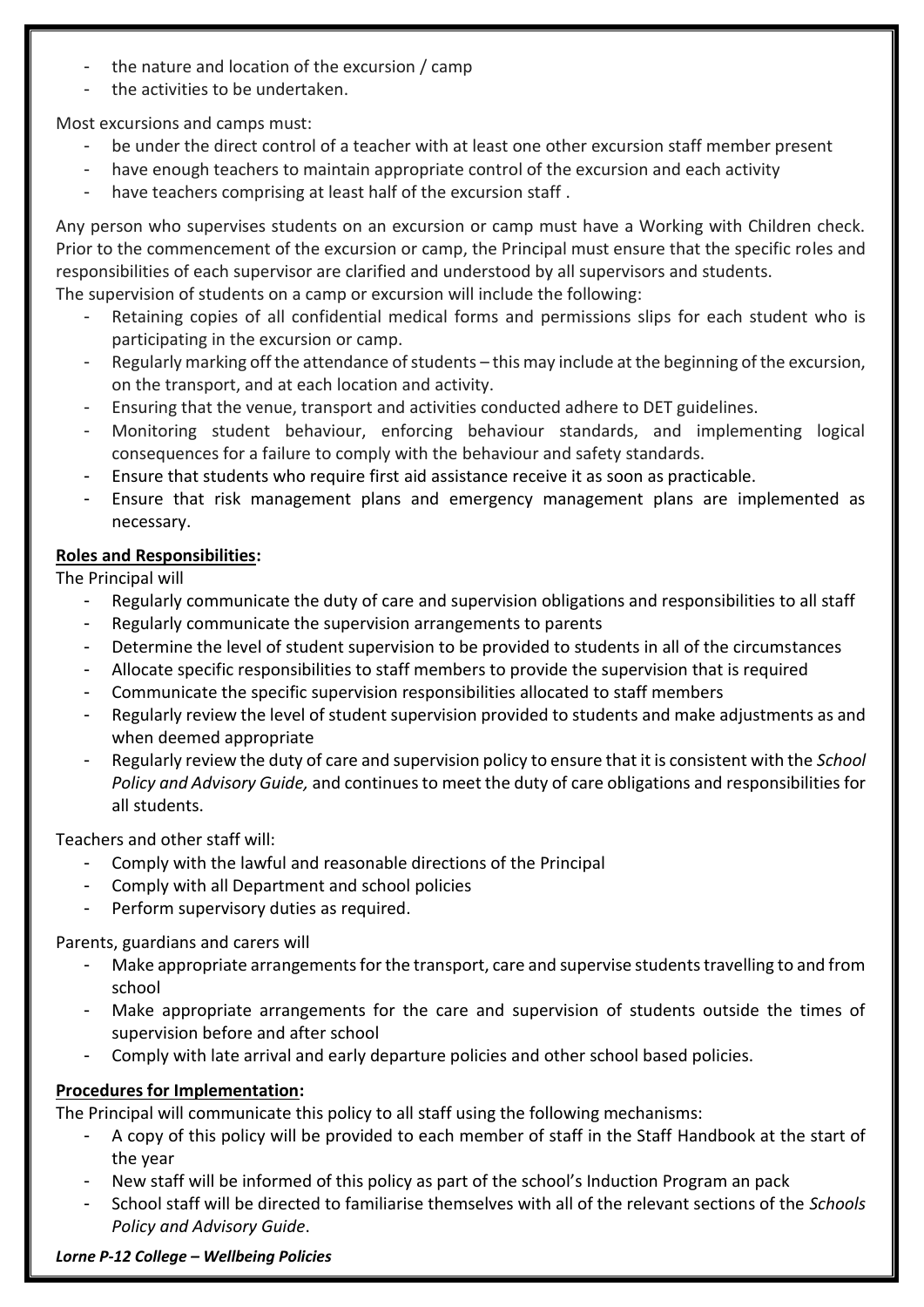- the nature and location of the excursion / camp
- the activities to be undertaken.

Most excursions and camps must:

- be under the direct control of a teacher with at least one other excursion staff member present
- have enough teachers to maintain appropriate control of the excursion and each activity
- have teachers comprising at least half of the excursion staff .

Any person who supervises students on an excursion or camp must have a Working with Children check. Prior to the commencement of the excursion or camp, the Principal must ensure that the specific roles and responsibilities of each supervisor are clarified and understood by all supervisors and students.
The supervision of students on a camp or excursion will include the following:

- Retaining copies of all confidential medical forms and permissions slips for each student who is participating in the excursion or camp.
- Regularly marking off the attendance of students – this may include at the beginning of the excursion, on the transport, and at each location and activity.
- Ensuring that the venue, transport and activities conducted adhere to DET guidelines.
- Monitoring student behaviour, enforcing behaviour standards, and implementing logical consequences for a failure to comply with the behaviour and safety standards.
- Ensure that students who require first aid assistance receive it as soon as practicable.
- Ensure that risk management plans and emergency management plans are implemented as necessary.

**Roles and Responsibilities:**

The Principal will

- Regularly communicate the duty of care and supervision obligations and responsibilities to all staff
- Regularly communicate the supervision arrangements to parents
- Determine the level of student supervision to be provided to students in all of the circumstances
- Allocate specific responsibilities to staff members to provide the supervision that is required
- Communicate the specific supervision responsibilities allocated to staff members
- Regularly review the level of student supervision provided to students and make adjustments as and when deemed appropriate
- Regularly review the duty of care and supervision policy to ensure that it is consistent with the *School Policy and Advisory Guide,* and continues to meet the duty of care obligations and responsibilities for all students.

Teachers and other staff will:

- Comply with the lawful and reasonable directions of the Principal
- Comply with all Department and school policies
- Perform supervisory duties as required.

Parents, guardians and carers will

- Make appropriate arrangements for the transport, care and supervise students travelling to and from school
- Make appropriate arrangements for the care and supervision of students outside the times of supervision before and after school
- Comply with late arrival and early departure policies and other school based policies.

**Procedures for Implementation:**

The Principal will communicate this policy to all staff using the following mechanisms:

- A copy of this policy will be provided to each member of staff in the Staff Handbook at the start of the year
- New staff will be informed of this policy as part of the school's Induction Program an pack
- School staff will be directed to familiarise themselves with all of the relevant sections of the *Schools Policy and Advisory Guide*.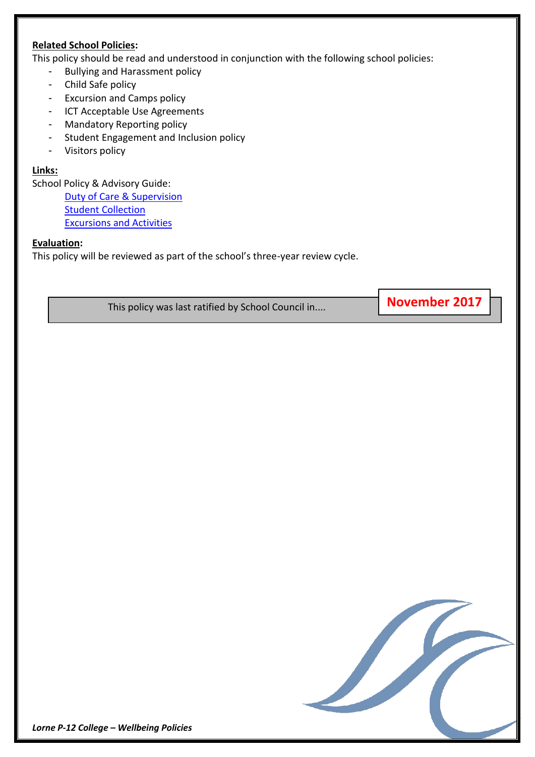**Related School Policies:**

This policy should be read and understood in conjunction with the following school policies:

- Bullying and Harassment policy
- Child Safe policy
- Excursion and Camps policy
- ICT Acceptable Use Agreements
- Mandatory Reporting policy
- Student Engagement and Inclusion policy
- Visitors policy

**Links:**

School Policy & Advisory Guide:

- Duty of Care & Supervision
- Student Collection
- Excursions and Activities

**Evaluation:**

This policy will be reviewed as part of the school's three-year review cycle.

This policy was last ratified by School Council in.... **November 2017**